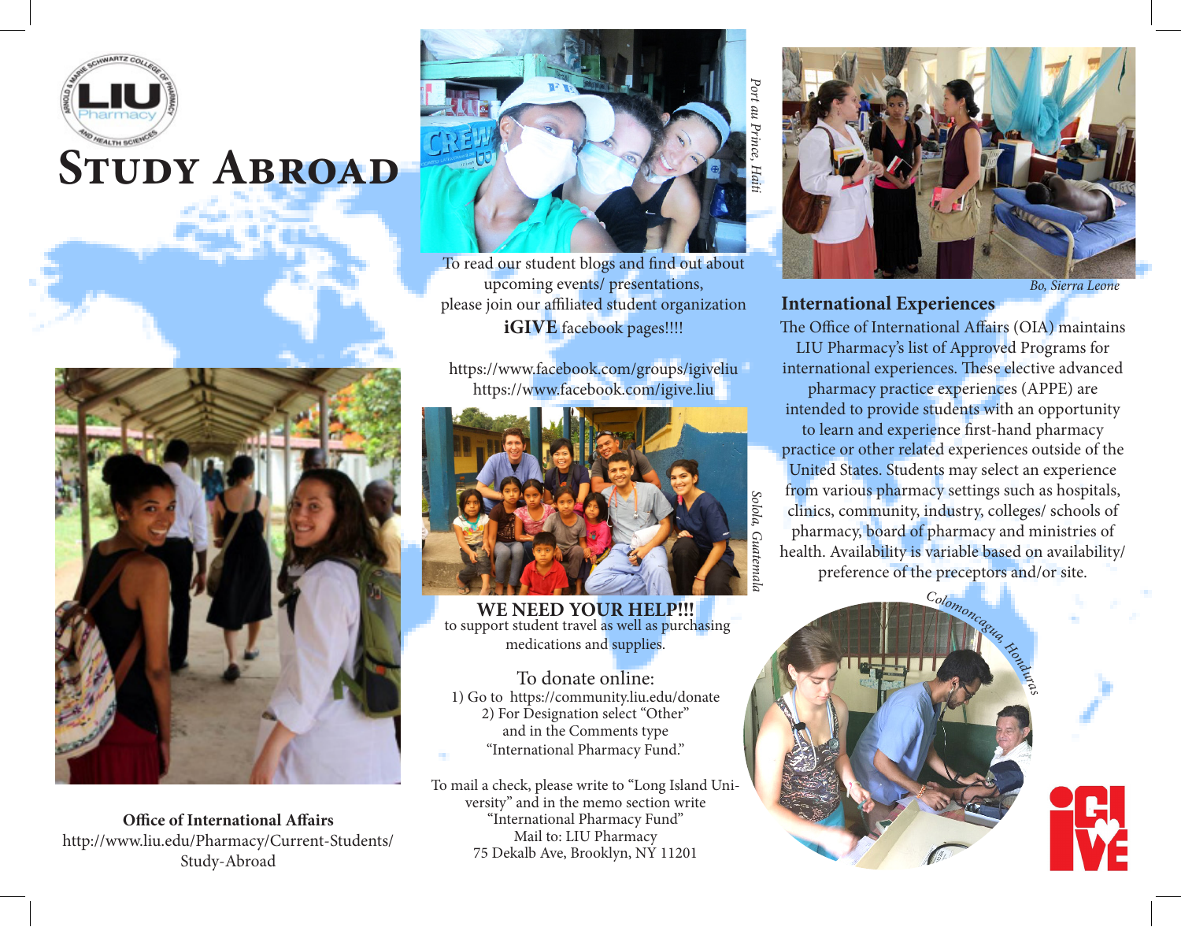# Study Abroad

*Port au Prince, Haiti*

To read our student blogs and find out about upcoming events/ presentations, please join our affiliated student organization **iGIVE** facebook pages!!!!

https://www.facebook.com/groups/igiveliu
https://www.facebook.com/igive.liu

*Solola, Guatemala*

**WE NEED YOUR HELP!!!**
to support student travel as well as purchasing medications and supplies.

To donate online:
1) Go to https://community.liu.edu/donate
2) For Designation select "Other" and in the Comments type "International Pharmacy Fund."

To mail a check, please write to "Long Island University" and in the memo section write "International Pharmacy Fund"
Mail to: LIU Pharmacy
75 Dekalb Ave, Brooklyn, NY 11201

*Bo, Sierra Leone*

## International Experiences

The Office of International Affairs (OIA) maintains LIU Pharmacy's list of Approved Programs for international experiences. These elective advanced pharmacy practice experiences (APPE) are intended to provide students with an opportunity to learn and experience first-hand pharmacy practice or other related experiences outside of the United States. Students may select an experience from various pharmacy settings such as hospitals, clinics, community, industry, colleges/ schools of pharmacy, board of pharmacy and ministries of health. Availability is variable based on availability/ preference of the preceptors and/or site.

*Colomoncagua, Honduras*

**Office of International Affairs**
http://www.liu.edu/Pharmacy/Current-Students/Study-Abroad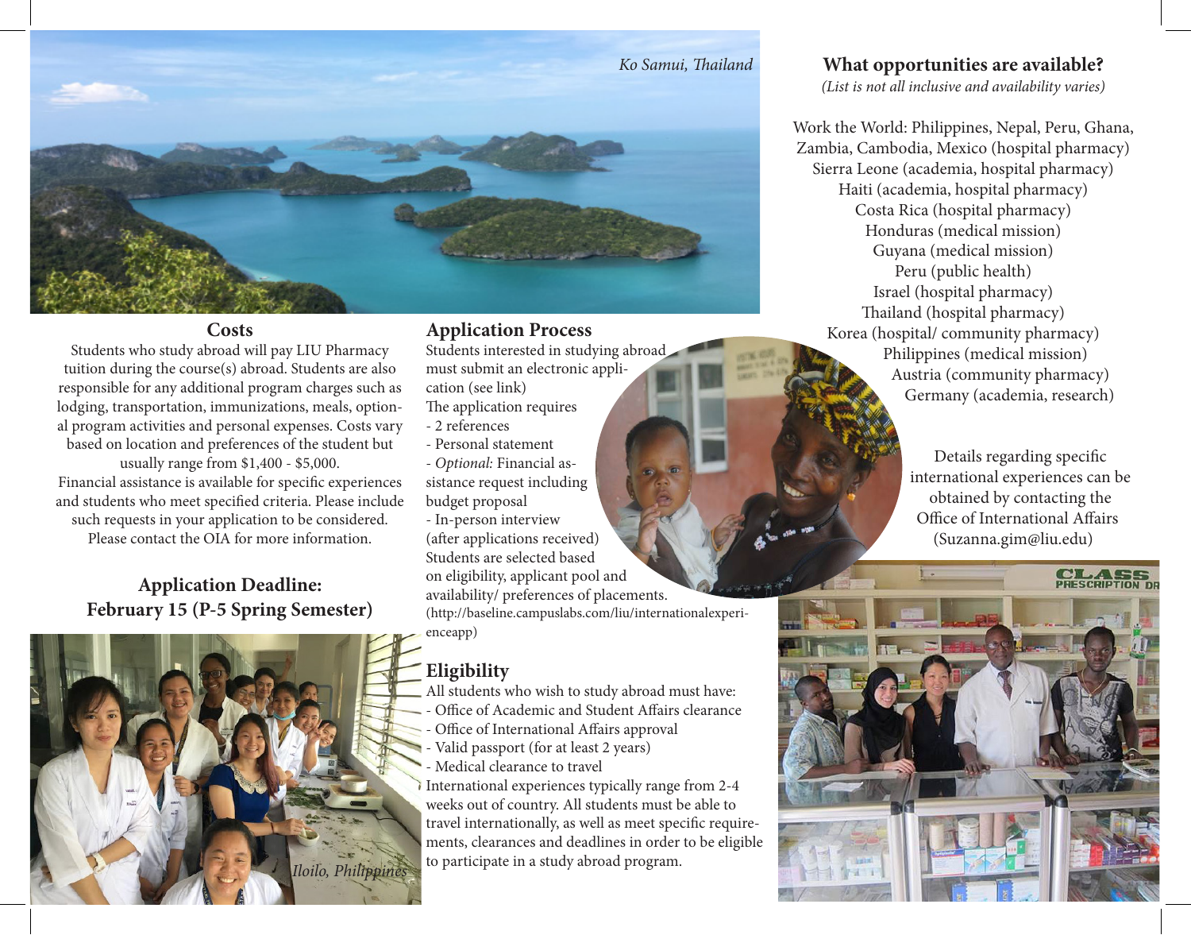*Ko Samui, Thailand*

## Costs

Students who study abroad will pay LIU Pharmacy tuition during the course(s) abroad. Students are also responsible for any additional program charges such as lodging, transportation, immunizations, meals, optional program activities and personal expenses. Costs vary based on location and preferences of the student but usually range from $1,400 - $5,000.
Financial assistance is available for specific experiences and students who meet specified criteria. Please include such requests in your application to be considered. Please contact the OIA for more information.

### Application Deadline:
### February 15 (P-5 Spring Semester)

*Iloilo, Philippines*

## Application Process

Students interested in studying abroad must submit an electronic application (see link)
The application requires
- 2 references
- Personal statement
- *Optional:* Financial assistance request including budget proposal
- In-person interview (after applications received)

Students are selected based on eligibility, applicant pool and availability/ preferences of placements.
(http://baseline.campuslabs.com/liu/internationalexperienceapp)

## Eligibility

All students who wish to study abroad must have:
- Office of Academic and Student Affairs clearance
- Office of International Affairs approval
- Valid passport (for at least 2 years)
- Medical clearance to travel

International experiences typically range from 2-4 weeks out of country. All students must be able to travel internationally, as well as meet specific requirements, clearances and deadlines in order to be eligible to participate in a study abroad program.

## What opportunities are available?

*(List is not all inclusive and availability varies)*

Work the World: Philippines, Nepal, Peru, Ghana, Zambia, Cambodia, Mexico (hospital pharmacy)
Sierra Leone (academia, hospital pharmacy)
Haiti (academia, hospital pharmacy)
Costa Rica (hospital pharmacy)
Honduras (medical mission)
Guyana (medical mission)
Peru (public health)
Israel (hospital pharmacy)
Thailand (hospital pharmacy)
Korea (hospital/ community pharmacy)
Philippines (medical mission)
Austria (community pharmacy)
Germany (academia, research)

Details regarding specific international experiences can be obtained by contacting the Office of International Affairs (Suzanna.gim@liu.edu)